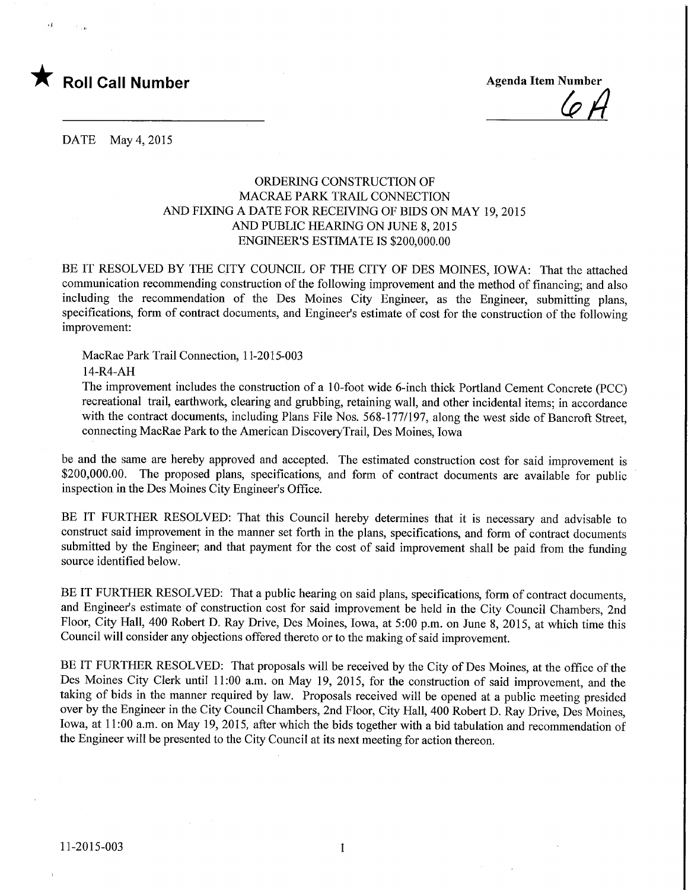★ **Roll Call Number**

**Agenda Item Number**

6A

DATE May 4, 2015

ORDERING CONSTRUCTION OF
MACRAE PARK TRAIL CONNECTION
AND FIXING A DATE FOR RECEIVING OF BIDS ON MAY 19, 2015
AND PUBLIC HEARING ON JUNE 8, 2015
ENGINEER'S ESTIMATE IS $200,000.00

BE IT RESOLVED BY THE CITY COUNCIL OF THE CITY OF DES MOINES, IOWA: That the attached communication recommending construction of the following improvement and the method of financing; and also including the recommendation of the Des Moines City Engineer, as the Engineer, submitting plans, specifications, form of contract documents, and Engineer's estimate of cost for the construction of the following improvement:

MacRae Park Trail Connection, 11-2015-003
14-R4-AH
The improvement includes the construction of a 10-foot wide 6-inch thick Portland Cement Concrete (PCC) recreational trail, earthwork, clearing and grubbing, retaining wall, and other incidental items; in accordance with the contract documents, including Plans File Nos. 568-177/197, along the west side of Bancroft Street, connecting MacRae Park to the American DiscoveryTrail, Des Moines, Iowa

be and the same are hereby approved and accepted. The estimated construction cost for said improvement is $200,000.00. The proposed plans, specifications, and form of contract documents are available for public inspection in the Des Moines City Engineer's Office.

BE IT FURTHER RESOLVED: That this Council hereby determines that it is necessary and advisable to construct said improvement in the manner set forth in the plans, specifications, and form of contract documents submitted by the Engineer; and that payment for the cost of said improvement shall be paid from the funding source identified below.

BE IT FURTHER RESOLVED: That a public hearing on said plans, specifications, form of contract documents, and Engineer's estimate of construction cost for said improvement be held in the City Council Chambers, 2nd Floor, City Hall, 400 Robert D. Ray Drive, Des Moines, Iowa, at 5:00 p.m. on June 8, 2015, at which time this Council will consider any objections offered thereto or to the making of said improvement.

BE IT FURTHER RESOLVED: That proposals will be received by the City of Des Moines, at the office of the Des Moines City Clerk until 11:00 a.m. on May 19, 2015, for the construction of said improvement, and the taking of bids in the manner required by law. Proposals received will be opened at a public meeting presided over by the Engineer in the City Council Chambers, 2nd Floor, City Hall, 400 Robert D. Ray Drive, Des Moines, Iowa, at 11:00 a.m. on May 19, 2015, after which the bids together with a bid tabulation and recommendation of the Engineer will be presented to the City Council at its next meeting for action thereon.

11-2015-003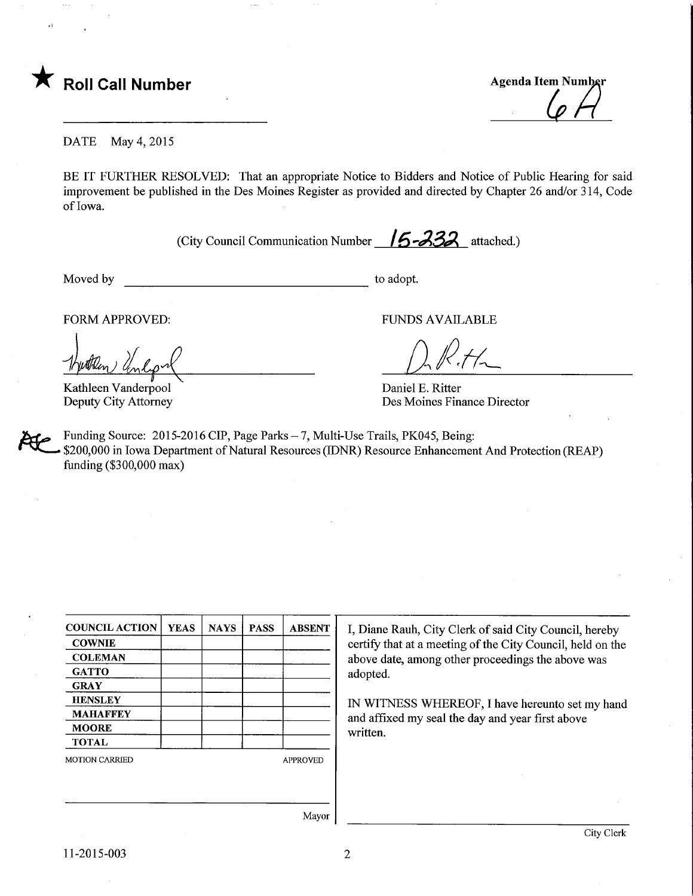★ **Roll Call Number**

Agenda Item Number
6A

DATE May 4, 2015

BE IT FURTHER RESOLVED: That an appropriate Notice to Bidders and Notice of Public Hearing for said improvement be published in the Des Moines Register as provided and directed by Chapter 26 and/or 314, Code of Iowa.

(City Council Communication Number 15-232 attached.)

Moved by ______________________________ to adopt.

FORM APPROVED:

Kathleen Vanderpool
Deputy City Attorney

FUNDS AVAILABLE

Daniel E. Ritter
Des Moines Finance Director

Funding Source: 2015-2016 CIP, Page Parks – 7, Multi-Use Trails, PK045, Being:
$200,000 in Iowa Department of Natural Resources (IDNR) Resource Enhancement And Protection (REAP) funding ($300,000 max)

| COUNCIL ACTION | YEAS | NAYS | PASS | ABSENT |
|---|---|---|---|---|
| COWNIE | | | | |
| COLEMAN | | | | |
| GATTO | | | | |
| GRAY | | | | |
| HENSLEY | | | | |
| MAHAFFEY | | | | |
| MOORE | | | | |
| TOTAL | | | | |

MOTION CARRIED APPROVED

______________________________
Mayor

I, Diane Rauh, City Clerk of said City Council, hereby certify that at a meeting of the City Council, held on the above date, among other proceedings the above was adopted.

IN WITNESS WHEREOF, I have hereunto set my hand and affixed my seal the day and year first above written.

______________________________
City Clerk

11-2015-003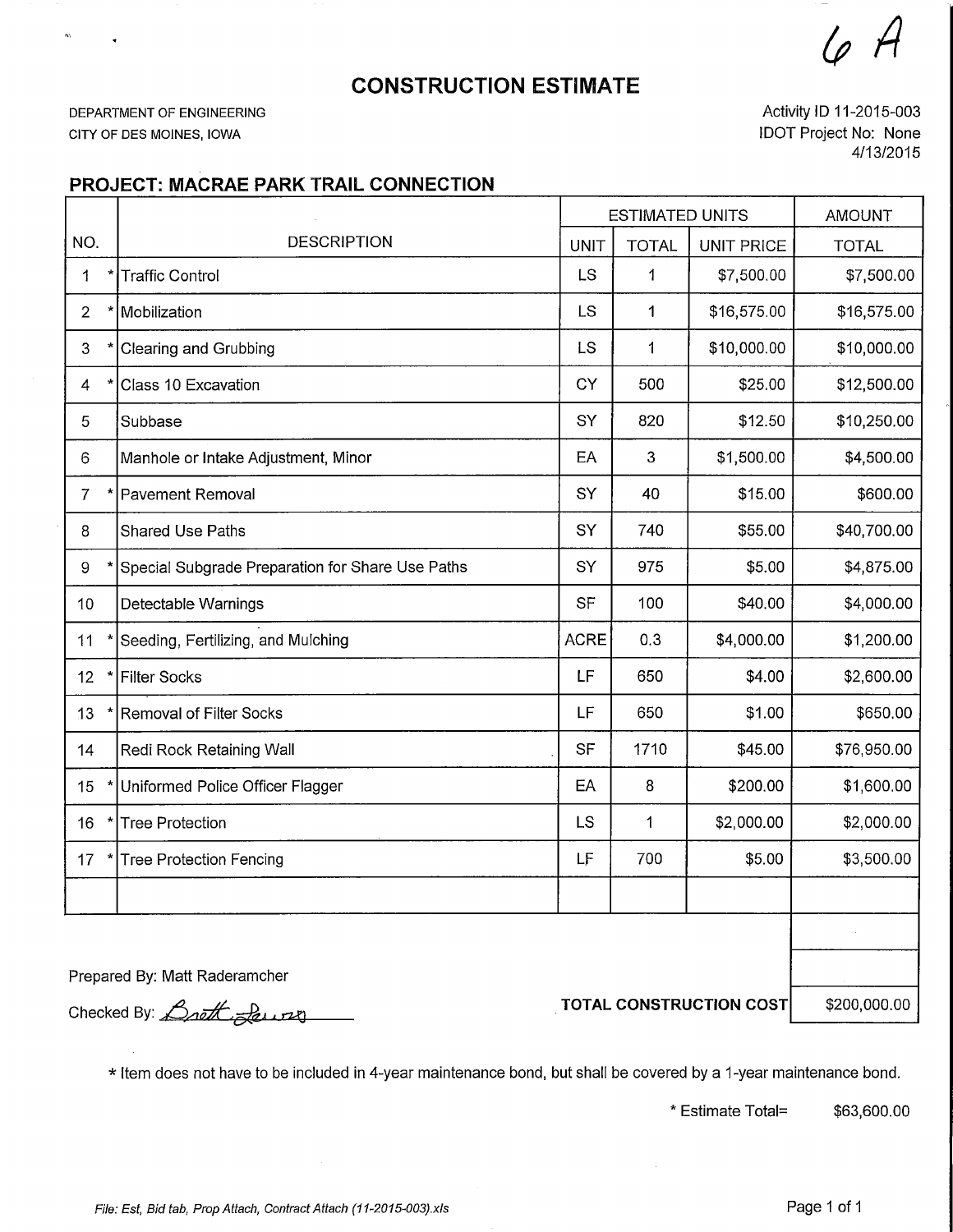6 A

# CONSTRUCTION ESTIMATE

DEPARTMENT OF ENGINEERING
CITY OF DES MOINES, IOWA

Activity ID 11-2015-003
IDOT Project No: None
4/13/2015

## PROJECT: MACRAE PARK TRAIL CONNECTION

| NO. | | DESCRIPTION | ESTIMATED UNITS | | | AMOUNT |
|---|---|---|---|---|---|---|
| | | | UNIT | TOTAL | UNIT PRICE | TOTAL |
| 1 | * | Traffic Control | LS | 1 | $7,500.00 | $7,500.00 |
| 2 | * | Mobilization | LS | 1 | $16,575.00 | $16,575.00 |
| 3 | * | Clearing and Grubbing | LS | 1 | $10,000.00 | $10,000.00 |
| 4 | * | Class 10 Excavation | CY | 500 | $25.00 | $12,500.00 |
| 5 | | Subbase | SY | 820 | $12.50 | $10,250.00 |
| 6 | | Manhole or Intake Adjustment, Minor | EA | 3 | $1,500.00 | $4,500.00 |
| 7 | * | Pavement Removal | SY | 40 | $15.00 | $600.00 |
| 8 | | Shared Use Paths | SY | 740 | $55.00 | $40,700.00 |
| 9 | * | Special Subgrade Preparation for Share Use Paths | SY | 975 | $5.00 | $4,875.00 |
| 10 | | Detectable Warnings | SF | 100 | $40.00 | $4,000.00 |
| 11 | * | Seeding, Fertilizing, and Mulching | ACRE | 0.3 | $4,000.00 | $1,200.00 |
| 12 | * | Filter Socks | LF | 650 | $4.00 | $2,600.00 |
| 13 | * | Removal of Filter Socks | LF | 650 | $1.00 | $650.00 |
| 14 | | Redi Rock Retaining Wall | SF | 1710 | $45.00 | $76,950.00 |
| 15 | * | Uniformed Police Officer Flagger | EA | 8 | $200.00 | $1,600.00 |
| 16 | * | Tree Protection | LS | 1 | $2,000.00 | $2,000.00 |
| 17 | * | Tree Protection Fencing | LF | 700 | $5.00 | $3,500.00 |
| | | | | | | |
| | | | | | **TOTAL CONSTRUCTION COST** | $200,000.00 |

Prepared By: Matt Raderamcher

Checked By: Brett Lauron

\* Item does not have to be included in 4-year maintenance bond, but shall be covered by a 1-year maintenance bond.

\* Estimate Total= $63,600.00

*File: Est, Bid tab, Prop Attach, Contract Attach (11-2015-003).xls*